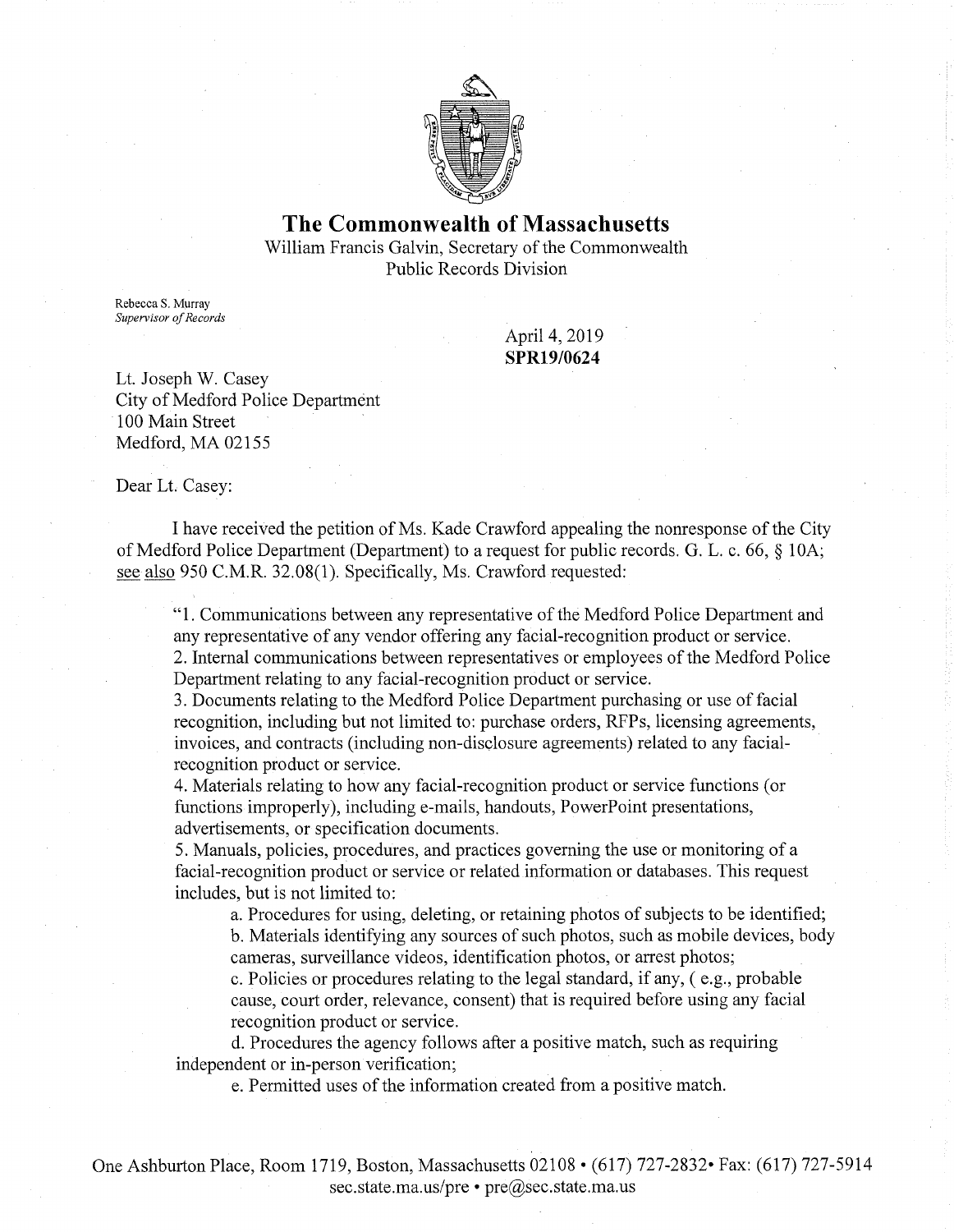# The Commonwealth of Massachusetts

William Francis Galvin, Secretary of the Commonwealth
Public Records Division

Rebecca S. Murray
*Supervisor of Records*

April 4, 2019
**SPR19/0624**

Lt. Joseph W. Casey
City of Medford Police Department
100 Main Street
Medford, MA 02155

Dear Lt. Casey:

I have received the petition of Ms. Kade Crawford appealing the nonresponse of the City of Medford Police Department (Department) to a request for public records. G. L. c. 66, § 10A; see also 950 C.M.R. 32.08(1). Specifically, Ms. Crawford requested:

> "1. Communications between any representative of the Medford Police Department and any representative of any vendor offering any facial-recognition product or service.
> 2. Internal communications between representatives or employees of the Medford Police Department relating to any facial-recognition product or service.
> 3. Documents relating to the Medford Police Department purchasing or use of facial recognition, including but not limited to: purchase orders, RFPs, licensing agreements, invoices, and contracts (including non-disclosure agreements) related to any facial-recognition product or service.
> 4. Materials relating to how any facial-recognition product or service functions (or functions improperly), including e-mails, handouts, PowerPoint presentations, advertisements, or specification documents.
> 5. Manuals, policies, procedures, and practices governing the use or monitoring of a facial-recognition product or service or related information or databases. This request includes, but is not limited to:
>
> a. Procedures for using, deleting, or retaining photos of subjects to be identified;
> b. Materials identifying any sources of such photos, such as mobile devices, body cameras, surveillance videos, identification photos, or arrest photos;
> c. Policies or procedures relating to the legal standard, if any, ( e.g., probable cause, court order, relevance, consent) that is required before using any facial recognition product or service.
> d. Procedures the agency follows after a positive match, such as requiring independent or in-person verification;
> e. Permitted uses of the information created from a positive match.

One Ashburton Place, Room 1719, Boston, Massachusetts 02108 • (617) 727-2832 • Fax: (617) 727-5914
sec.state.ma.us/pre • pre@sec.state.ma.us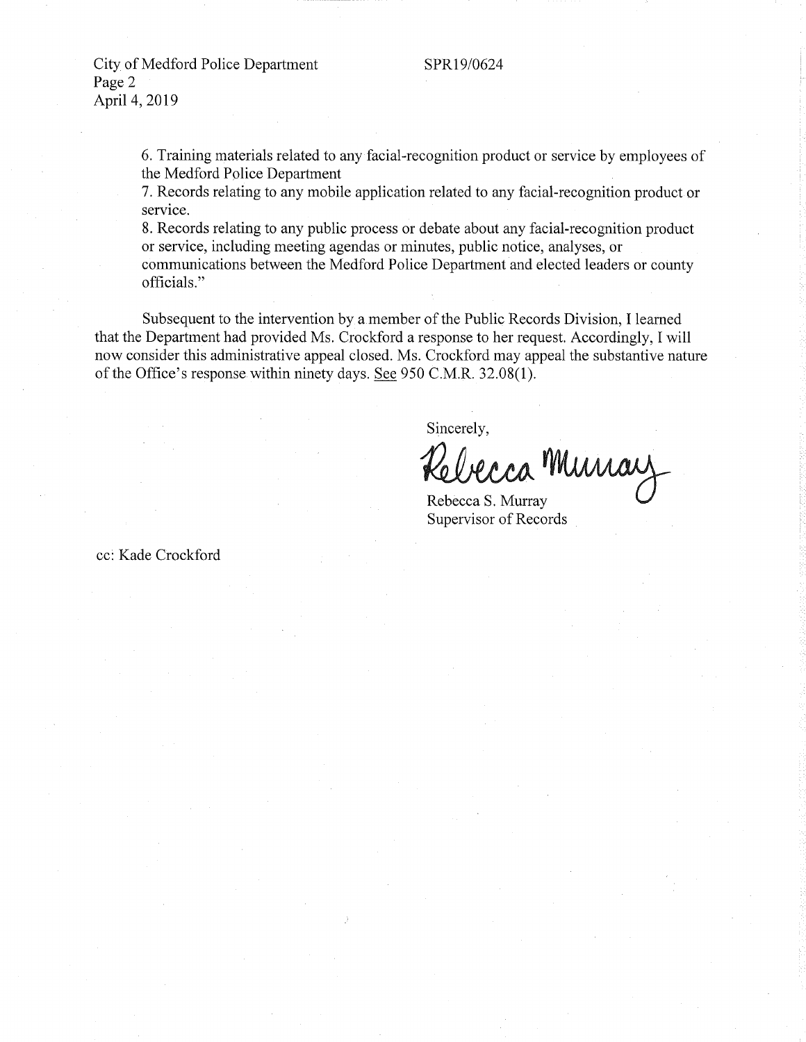6. Training materials related to any facial-recognition product or service by employees of the Medford Police Department

7. Records relating to any mobile application related to any facial-recognition product or service.

8. Records relating to any public process or debate about any facial-recognition product or service, including meeting agendas or minutes, public notice, analyses, or communications between the Medford Police Department and elected leaders or county officials."

Subsequent to the intervention by a member of the Public Records Division, I learned that the Department had provided Ms. Crockford a response to her request. Accordingly, I will now consider this administrative appeal closed. Ms. Crockford may appeal the substantive nature of the Office's response within ninety days. See 950 C.M.R. 32.08(1).

Sincerely,

Rebecca Murray

Rebecca S. Murray
Supervisor of Records

cc: Kade Crockford